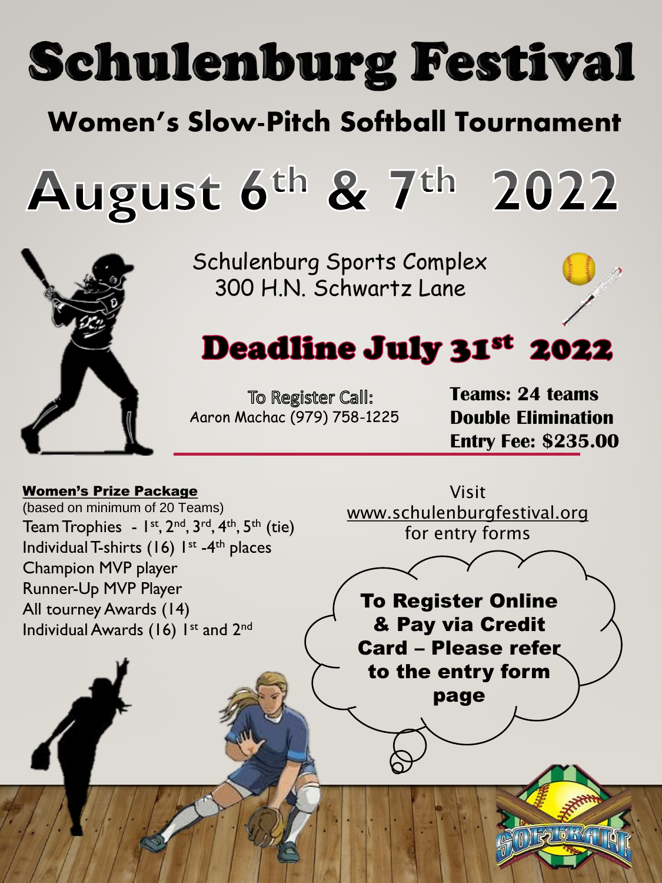# Schulenburg Festival

## Women's Slow-Pitch Softball Tournament

# August 6th & 7th 2022

Schulenburg Sports Complex
300 H.N. Schwartz Lane

## Deadline July 31st 2022

To Register Call:
Aaron Machac (979) 758-1225

**Teams: 24 teams**
**Double Elimination**
**Entry Fee: $235.00**

**Women's Prize Package**
(based on minimum of 20 Teams)

Team Trophies - 1st, 2nd, 3rd, 4th, 5th (tie)
Individual T-shirts (16) 1st -4th places
Champion MVP player
Runner-Up MVP Player
All tourney Awards (14)
Individual Awards (16) 1st and 2nd

Visit
www.schulenburgfestival.org
for entry forms

**To Register Online & Pay via Credit Card – Please refer to the entry form page**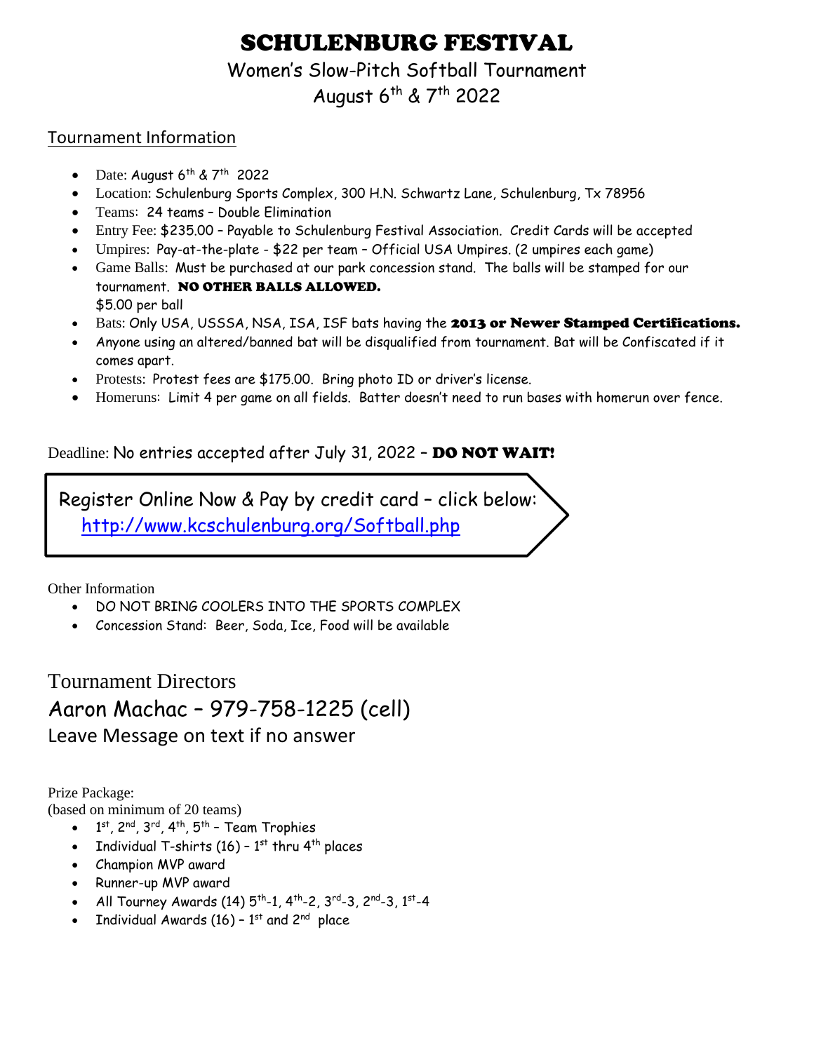# SCHULENBURG FESTIVAL

## Women's Slow-Pitch Softball Tournament

## August 6th & 7th 2022

### Tournament Information

- Date: August 6th & 7th 2022
- Location: Schulenburg Sports Complex, 300 H.N. Schwartz Lane, Schulenburg, Tx 78956
- Teams: 24 teams – Double Elimination
- Entry Fee: $235.00 – Payable to Schulenburg Festival Association. Credit Cards will be accepted
- Umpires: Pay-at-the-plate - $22 per team – Official USA Umpires. (2 umpires each game)
- Game Balls: Must be purchased at our park concession stand. The balls will be stamped for our tournament. **NO OTHER BALLS ALLOWED.** $5.00 per ball
- Bats: Only USA, USSSA, NSA, ISA, ISF bats having the **2013 or Newer Stamped Certifications.**
- Anyone using an altered/banned bat will be disqualified from tournament. Bat will be Confiscated if it comes apart.
- Protests: Protest fees are $175.00. Bring photo ID or driver's license.
- Homeruns: Limit 4 per game on all fields. Batter doesn't need to run bases with homerun over fence.

Deadline: No entries accepted after July 31, 2022 – **DO NOT WAIT!**

Register Online Now & Pay by credit card – click below:
http://www.kcschulenburg.org/Softball.php

Other Information

- DO NOT BRING COOLERS INTO THE SPORTS COMPLEX
- Concession Stand: Beer, Soda, Ice, Food will be available

## Tournament Directors

## Aaron Machac – 979-758-1225 (cell)

Leave Message on text if no answer

Prize Package:
(based on minimum of 20 teams)

- 1st, 2nd, 3rd, 4th, 5th – Team Trophies
- Individual T-shirts (16) – 1st thru 4th places
- Champion MVP award
- Runner-up MVP award
- All Tourney Awards (14) 5th-1, 4th-2, 3rd-3, 2nd-3, 1st-4
- Individual Awards (16) – 1st and 2nd place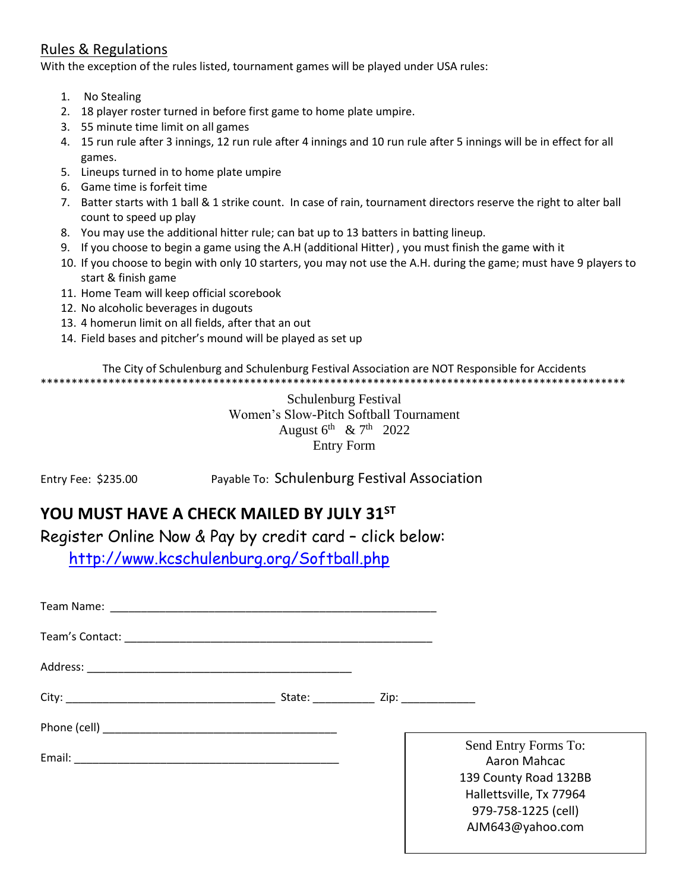## Rules & Regulations

With the exception of the rules listed, tournament games will be played under USA rules:

1. No Stealing
2. 18 player roster turned in before first game to home plate umpire.
3. 55 minute time limit on all games
4. 15 run rule after 3 innings, 12 run rule after 4 innings and 10 run rule after 5 innings will be in effect for all games.
5. Lineups turned in to home plate umpire
6. Game time is forfeit time
7. Batter starts with 1 ball & 1 strike count. In case of rain, tournament directors reserve the right to alter ball count to speed up play
8. You may use the additional hitter rule; can bat up to 13 batters in batting lineup.
9. If you choose to begin a game using the A.H (additional Hitter) , you must finish the game with it
10. If you choose to begin with only 10 starters, you may not use the A.H. during the game; must have 9 players to start & finish game
11. Home Team will keep official scorebook
12. No alcoholic beverages in dugouts
13. 4 homerun limit on all fields, after that an out
14. Field bases and pitcher's mound will be played as set up

The City of Schulenburg and Schulenburg Festival Association are NOT Responsible for Accidents

**************************************************************************************************

Schulenburg Festival
Women's Slow-Pitch Softball Tournament
August 6th & 7th 2022
Entry Form

Entry Fee: $235.00 Payable To: Schulenburg Festival Association

## YOU MUST HAVE A CHECK MAILED BY JULY 31ST

Register Online Now & Pay by credit card – click below:

http://www.kcschulenburg.org/Softball.php

Team Name: ______________________________________________________

Team's Contact: ___________________________________________________

Address: ___________________________________________

City: _________________________________ State: __________ Zip: ____________

Phone (cell) ______________________________________

Email: ___________________________________________

Send Entry Forms To:
Aaron Mahcac
139 County Road 132BB
Hallettsville, Tx 77964
979-758-1225 (cell)
AJM643@yahoo.com